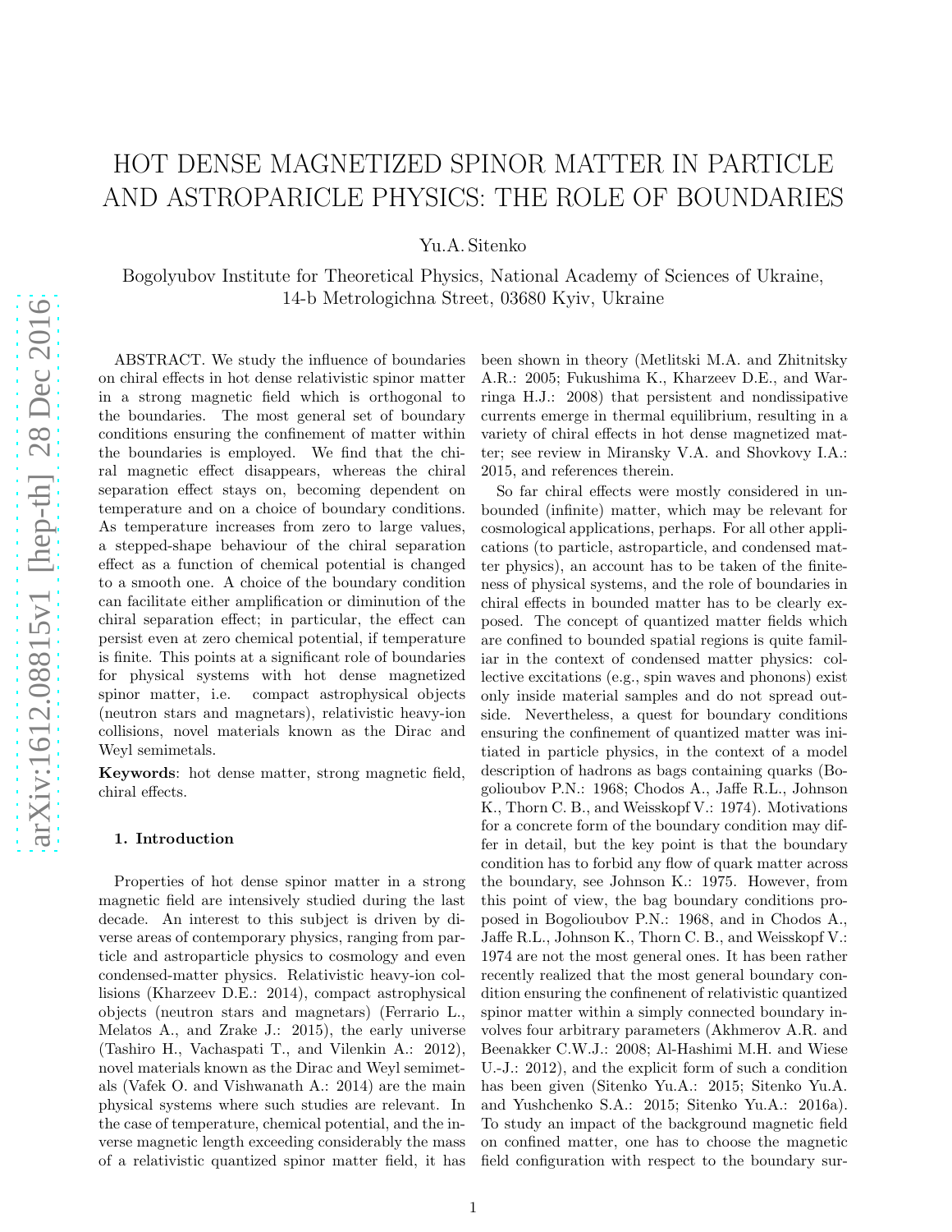# HOT DENSE MAGNETIZED SPINOR MATTER IN PARTICLE AND ASTROPARICLE PHYSICS: THE ROLE OF BOUNDARIES

Yu.A. Sitenko

Bogolyubov Institute for Theoretical Physics, National Academy of Sciences of Ukraine, 14-b Metrologichna Street, 03680 Kyiv, Ukraine

ABSTRACT. We study the influence of boundaries on chiral effects in hot dense relativistic spinor matter in a strong magnetic field which is orthogonal to the boundaries. The most general set of boundary conditions ensuring the confinement of matter within the boundaries is employed. We find that the chiral magnetic effect disappears, whereas the chiral separation effect stays on, becoming dependent on temperature and on a choice of boundary conditions. As temperature increases from zero to large values, a stepped-shape behaviour of the chiral separation effect as a function of chemical potential is changed to a smooth one. A choice of the boundary condition can facilitate either amplification or diminution of the chiral separation effect; in particular, the effect can persist even at zero chemical potential, if temperature is finite. This points at a significant role of boundaries for physical systems with hot dense magnetized spinor matter, i.e. compact astrophysical objects (neutron stars and magnetars), relativistic heavy-ion collisions, novel materials known as the Dirac and Weyl semimetals.

**Keywords**: hot dense matter, strong magnetic field, chiral effects.

## 1. Introduction

Properties of hot dense spinor matter in a strong magnetic field are intensively studied during the last decade. An interest to this subject is driven by diverse areas of contemporary physics, ranging from particle and astroparticle physics to cosmology and even condensed-matter physics. Relativistic heavy-ion collisions (Kharzeev D.E.: 2014), compact astrophysical objects (neutron stars and magnetars) (Ferrario L., Melatos A., and Zrake J.: 2015), the early universe (Tashiro H., Vachaspati T., and Vilenkin A.: 2012), novel materials known as the Dirac and Weyl semimetals (Vafek O. and Vishwanath A.: 2014) are the main physical systems where such studies are relevant. In the case of temperature, chemical potential, and the inverse magnetic length exceeding considerably the mass of a relativistic quantized spinor matter field, it has been shown in theory (Metlitski M.A. and Zhitnitsky A.R.: 2005; Fukushima K., Kharzeev D.E., and Warringa H.J.: 2008) that persistent and nondissipative currents emerge in thermal equilibrium, resulting in a variety of chiral effects in hot dense magnetized matter; see review in Miransky V.A. and Shovkovy I.A.: 2015, and references therein.

So far chiral effects were mostly considered in unbounded (infinite) matter, which may be relevant for cosmological applications, perhaps. For all other applications (to particle, astroparticle, and condensed matter physics), an account has to be taken of the finiteness of physical systems, and the role of boundaries in chiral effects in bounded matter has to be clearly exposed. The concept of quantized matter fields which are confined to bounded spatial regions is quite familiar in the context of condensed matter physics: collective excitations (e.g., spin waves and phonons) exist only inside material samples and do not spread outside. Nevertheless, a quest for boundary conditions ensuring the confinement of quantized matter was initiated in particle physics, in the context of a model description of hadrons as bags containing quarks (Bogolioubov P.N.: 1968; Chodos A., Jaffe R.L., Johnson K., Thorn C. B., and Weisskopf V.: 1974). Motivations for a concrete form of the boundary condition may differ in detail, but the key point is that the boundary condition has to forbid any flow of quark matter across the boundary, see Johnson K.: 1975. However, from this point of view, the bag boundary conditions proposed in Bogolioubov P.N.: 1968, and in Chodos A., Jaffe R.L., Johnson K., Thorn C. B., and Weisskopf V.: 1974 are not the most general ones. It has been rather recently realized that the most general boundary condition ensuring the confinenent of relativistic quantized spinor matter within a simply connected boundary involves four arbitrary parameters (Akhmerov A.R. and Beenakker C.W.J.: 2008; Al-Hashimi M.H. and Wiese U.-J.: 2012), and the explicit form of such a condition has been given (Sitenko Yu.A.: 2015; Sitenko Yu.A. and Yushchenko S.A.: 2015; Sitenko Yu.A.: 2016a). To study an impact of the background magnetic field on confined matter, one has to choose the magnetic field configuration with respect to the boundary sur-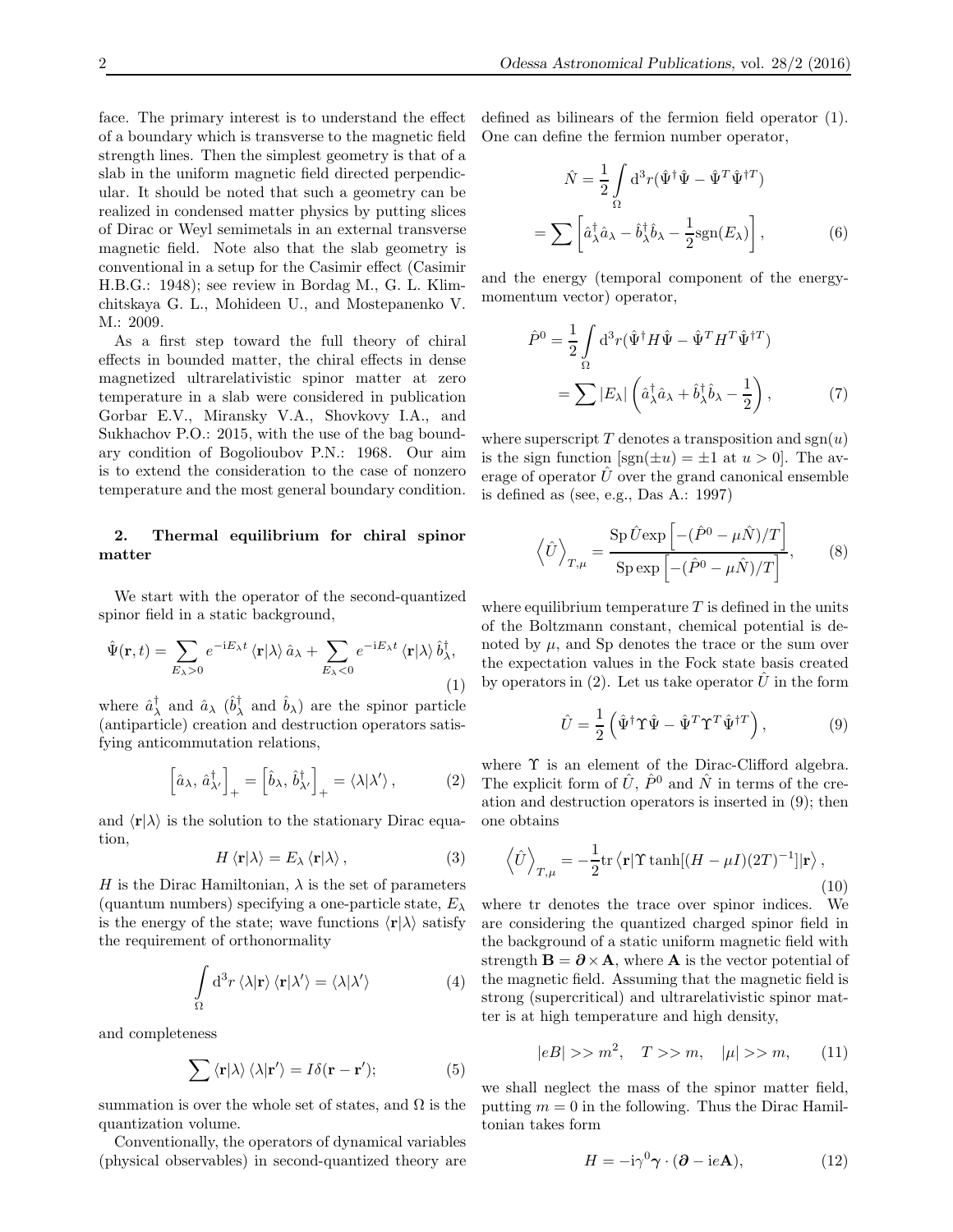face. The primary interest is to understand the effect of a boundary which is transverse to the magnetic field strength lines. Then the simplest geometry is that of a slab in the uniform magnetic field directed perpendicular. It should be noted that such a geometry can be realized in condensed matter physics by putting slices of Dirac or Weyl semimetals in an external transverse magnetic field. Note also that the slab geometry is conventional in a setup for the Casimir effect (Casimir H.B.G.: 1948); see review in Bordag M., G. L. Klimchitskaya G. L., Mohideen U., and Mostepanenko V. M.: 2009.

As a first step toward the full theory of chiral effects in bounded matter, the chiral effects in dense magnetized ultrarelativistic spinor matter at zero temperature in a slab were considered in publication Gorbar E.V., Miransky V.A., Shovkovy I.A., and Sukhachov P.O.: 2015, with the use of the bag boundary condition of Bogolioubov P.N.: 1968. Our aim is to extend the consideration to the case of nonzero temperature and the most general boundary condition.

## 2. Thermal equilibrium for chiral spinor matter

We start with the operator of the second-quantized spinor field in a static background,

$$\hat{\Psi}(\mathbf{r},t) = \sum_{E_\lambda>0} e^{-\mathrm{i}E_\lambda t} \langle \mathbf{r}|\lambda\rangle \, \hat{a}_\lambda + \sum_{E_\lambda<0} e^{-\mathrm{i}E_\lambda t} \langle \mathbf{r}|\lambda\rangle \, \hat{b}^\dagger_\lambda, \tag{1}$$

where $\hat{a}^\dagger_\lambda$ and $\hat{a}_\lambda$ ($\hat{b}^\dagger_\lambda$ and $\hat{b}_\lambda$) are the spinor particle (antiparticle) creation and destruction operators satisfying anticommutation relations,

$$\left[\hat{a}_\lambda, \hat{a}^\dagger_{\lambda'}\right]_+ = \left[\hat{b}_\lambda, \hat{b}^\dagger_{\lambda'}\right]_+ = \langle \lambda|\lambda'\rangle\,, \tag{2}$$

and $\langle \mathbf{r}|\lambda\rangle$ is the solution to the stationary Dirac equation,

$$H \langle \mathbf{r}|\lambda\rangle = E_\lambda \langle \mathbf{r}|\lambda\rangle\,, \tag{3}$$

$H$ is the Dirac Hamiltonian, $\lambda$ is the set of parameters (quantum numbers) specifying a one-particle state, $E_\lambda$ is the energy of the state; wave functions $\langle \mathbf{r}|\lambda\rangle$ satisfy the requirement of orthonormality

$$\int\limits_\Omega \mathrm{d}^3 r \, \langle \lambda|\mathbf{r}\rangle \, \langle \mathbf{r}|\lambda'\rangle = \langle \lambda|\lambda'\rangle \tag{4}$$

and completeness

$$\sum \langle \mathbf{r}|\lambda\rangle \, \langle \lambda|\mathbf{r}'\rangle = I\delta(\mathbf{r}-\mathbf{r}'); \tag{5}$$

summation is over the whole set of states, and $\Omega$ is the quantization volume.

Conventionally, the operators of dynamical variables (physical observables) in second-quantized theory are defined as bilinears of the fermion field operator (1). One can define the fermion number operator,

$$\begin{aligned}\hat{N} &= \frac{1}{2}\int\limits_\Omega \mathrm{d}^3 r (\hat{\Psi}^\dagger\hat{\Psi} - \hat{\Psi}^T\hat{\Psi}^{\dagger T}) \\ &= \sum \left[\hat{a}^\dagger_\lambda \hat{a}_\lambda - \hat{b}^\dagger_\lambda \hat{b}_\lambda - \frac{1}{2}\mathrm{sgn}(E_\lambda)\right],\end{aligned} \tag{6}$$

and the energy (temporal component of the energy-momentum vector) operator,

$$\begin{aligned}\hat{P}^0 &= \frac{1}{2}\int\limits_\Omega \mathrm{d}^3 r (\hat{\Psi}^\dagger H \hat{\Psi} - \hat{\Psi}^T H^T \hat{\Psi}^{\dagger T}) \\ &= \sum |E_\lambda| \left(\hat{a}^\dagger_\lambda \hat{a}_\lambda + \hat{b}^\dagger_\lambda \hat{b}_\lambda - \frac{1}{2}\right),\end{aligned} \tag{7}$$

where superscript $T$ denotes a transposition and $\mathrm{sgn}(u)$ is the sign function [$\mathrm{sgn}(\pm u) = \pm 1$ at $u > 0$]. The average of operator $\hat{U}$ over the grand canonical ensemble is defined as (see, e.g., Das A.: 1997)

$$\left\langle \hat{U}\right\rangle_{T,\mu} = \frac{\mathrm{Sp}\,\hat{U}\exp\left[-(\hat{P}^0 - \mu\hat{N})/T\right]}{\mathrm{Sp}\exp\left[-(\hat{P}^0 - \mu\hat{N})/T\right]}, \tag{8}$$

where equilibrium temperature $T$ is defined in the units of the Boltzmann constant, chemical potential is denoted by $\mu$, and Sp denotes the trace or the sum over the expectation values in the Fock state basis created by operators in (2). Let us take operator $\hat{U}$ in the form

$$\hat{U} = \frac{1}{2}\left(\hat{\Psi}^\dagger \Upsilon \hat{\Psi} - \hat{\Psi}^T \Upsilon^T \hat{\Psi}^{\dagger T}\right), \tag{9}$$

where $\Upsilon$ is an element of the Dirac-Clifford algebra. The explicit form of $\hat{U}$, $\hat{P}^0$ and $\hat{N}$ in terms of the creation and destruction operators is inserted in (9); then one obtains

$$\left\langle \hat{U}\right\rangle_{T,\mu} = -\frac{1}{2}\mathrm{tr}\,\langle \mathbf{r}|\Upsilon \tanh[(H-\mu I)(2T)^{-1}]|\mathbf{r}\rangle\,, \tag{10}$$

where tr denotes the trace over spinor indices. We are considering the quantized charged spinor field in the background of a static uniform magnetic field with strength $\mathbf{B} = \boldsymbol{\partial} \times \mathbf{A}$, where $\mathbf{A}$ is the vector potential of the magnetic field. Assuming that the magnetic field is strong (supercritical) and ultrarelativistic spinor matter is at high temperature and high density,

$$|eB| >> m^2, \quad T >> m, \quad |\mu| >> m, \tag{11}$$

we shall neglect the mass of the spinor matter field, putting $m = 0$ in the following. Thus the Dirac Hamiltonian takes form

$$H = -\mathrm{i}\gamma^0 \boldsymbol{\gamma} \cdot (\boldsymbol{\partial} - \mathrm{i}e\mathbf{A}), \tag{12}$$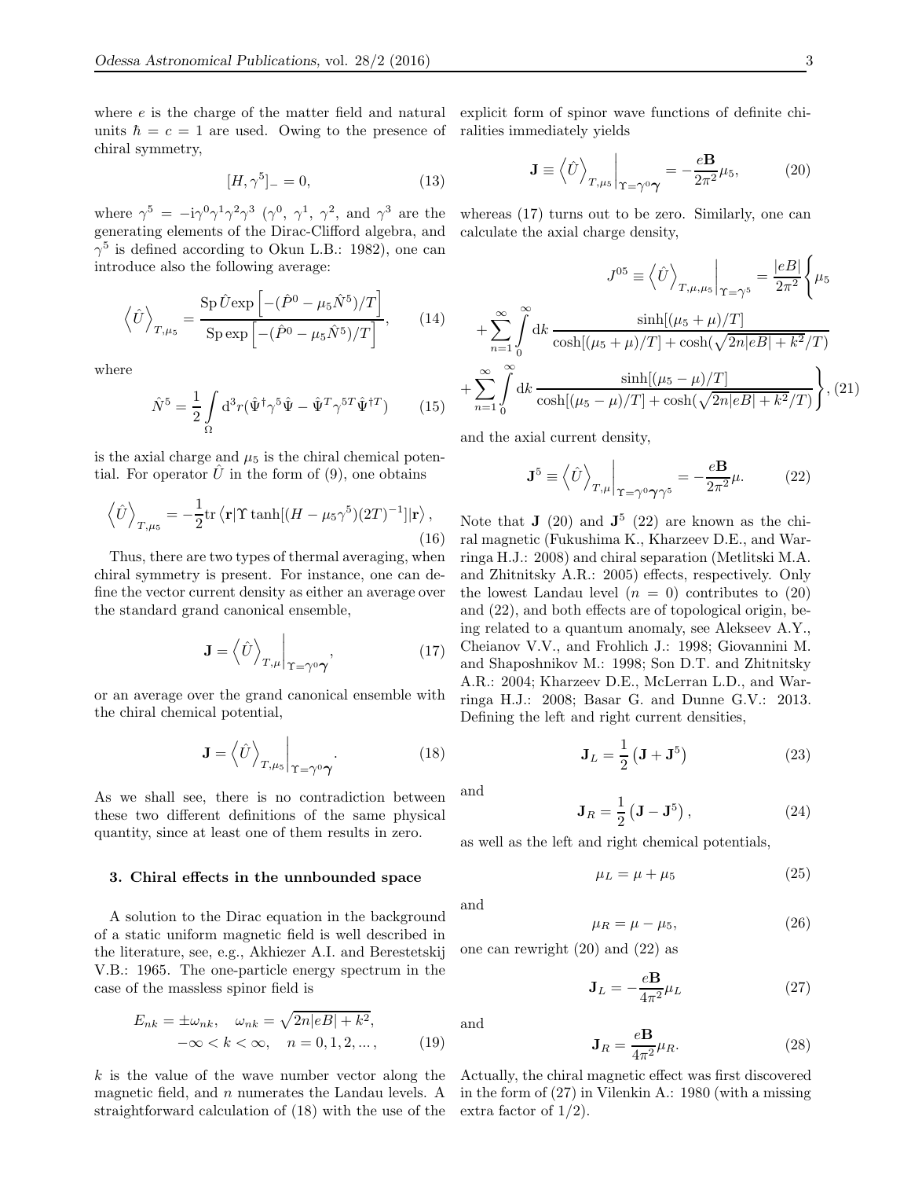where $e$ is the charge of the matter field and natural units $\hbar = c = 1$ are used. Owing to the presence of chiral symmetry,

$$[H, \gamma^5]_- = 0, \tag{13}$$

where $\gamma^5 = -\mathrm{i}\gamma^0\gamma^1\gamma^2\gamma^3$ ($\gamma^0$, $\gamma^1$, $\gamma^2$, and $\gamma^3$ are the generating elements of the Dirac-Clifford algebra, and $\gamma^5$ is defined according to Okun L.B.: 1982), one can introduce also the following average:

$$\left\langle \hat{U} \right\rangle_{T,\mu_5} = \frac{\mathrm{Sp}\, \hat{U} \exp\left[-(\hat{P}^0 - \mu_5 \hat{N}^5)/T\right]}{\mathrm{Sp} \exp\left[-(\hat{P}^0 - \mu_5 \hat{N}^5)/T\right]}, \tag{14}$$

where

$$\hat{N}^5 = \frac{1}{2} \int\limits_{\Omega} \mathrm{d}^3 r (\hat{\Psi}^\dagger \gamma^5 \hat{\Psi} - \hat{\Psi}^T \gamma^{5T} \hat{\Psi}^{\dagger T}) \tag{15}$$

is the axial charge and $\mu_5$ is the chiral chemical potential. For operator $\hat{U}$ in the form of (9), one obtains

$$\left\langle \hat{U} \right\rangle_{T,\mu_5} = -\frac{1}{2} \mathrm{tr} \left\langle \mathbf{r} \middle| \Upsilon \tanh[(H - \mu_5 \gamma^5)(2T)^{-1}] \middle| \mathbf{r} \right\rangle, \tag{16}$$

Thus, there are two types of thermal averaging, when chiral symmetry is present. For instance, one can define the vector current density as either an average over the standard grand canonical ensemble,

$$\mathbf{J} = \left\langle \hat{U} \right\rangle_{T,\mu} \Big|_{\Upsilon = \gamma^0 \boldsymbol{\gamma}}, \tag{17}$$

or an average over the grand canonical ensemble with the chiral chemical potential,

$$\mathbf{J} = \left\langle \hat{U} \right\rangle_{T,\mu_5} \Big|_{\Upsilon = \gamma^0 \boldsymbol{\gamma}}. \tag{18}$$

As we shall see, there is no contradiction between these two different definitions of the same physical quantity, since at least one of them results in zero.

### 3. Chiral effects in the unbounded space

A solution to the Dirac equation in the background of a static uniform magnetic field is well described in the literature, see, e.g., Akhiezer A.I. and Berestetskij V.B.: 1965. The one-particle energy spectrum in the case of the massless spinor field is

$$E_{nk} = \pm \omega_{nk}, \quad \omega_{nk} = \sqrt{2n|eB| + k^2}, \\ -\infty < k < \infty, \quad n = 0, 1, 2, ..., \tag{19}$$

$k$ is the value of the wave number vector along the magnetic field, and $n$ numerates the Landau levels. A straightforward calculation of (18) with the use of the explicit form of spinor wave functions of definite chiralities immediately yields

$$\mathbf{J} \equiv \left\langle \hat{U} \right\rangle_{T,\mu_5} \Big|_{\Upsilon = \gamma^0 \boldsymbol{\gamma}} = -\frac{e\mathbf{B}}{2\pi^2} \mu_5, \tag{20}$$

whereas (17) turns out to be zero. Similarly, one can calculate the axial charge density,

$$J^{05} \equiv \left\langle \hat{U} \right\rangle_{T,\mu,\mu_5} \Big|_{\Upsilon = \gamma^5} = \frac{|eB|}{2\pi^2} \Bigg\{ \mu_5 \\ + \sum_{n=1}^{\infty} \int\limits_0^{\infty} \mathrm{d}k \, \frac{\sinh[(\mu_5 + \mu)/T]}{\cosh[(\mu_5 + \mu)/T] + \cosh(\sqrt{2n|eB| + k^2}/T)} \\ + \sum_{n=1}^{\infty} \int\limits_0^{\infty} \mathrm{d}k \, \frac{\sinh[(\mu_5 - \mu)/T]}{\cosh[(\mu_5 - \mu)/T] + \cosh(\sqrt{2n|eB| + k^2}/T)} \Bigg\}, \tag{21}$$

and the axial current density,

$$\mathbf{J}^5 \equiv \left\langle \hat{U} \right\rangle_{T,\mu} \Big|_{\Upsilon = \gamma^0 \boldsymbol{\gamma} \gamma^5} = -\frac{e\mathbf{B}}{2\pi^2} \mu. \tag{22}$$

Note that $\mathbf{J}$ (20) and $\mathbf{J}^5$ (22) are known as the chiral magnetic (Fukushima K., Kharzeev D.E., and Warringa H.J.: 2008) and chiral separation (Metlitski M.A. and Zhitnitsky A.R.: 2005) effects, respectively. Only the lowest Landau level ($n = 0$) contributes to (20) and (22), and both effects are of topological origin, being related to a quantum anomaly, see Alekseev A.Y., Cheianov V.V., and Frohlich J.: 1998; Giovannini M. and Shaposhnikov M.: 1998; Son D.T. and Zhitnitsky A.R.: 2004; Kharzeev D.E., McLerran L.D., and Warringa H.J.: 2008; Basar G. and Dunne G.V.: 2013. Defining the left and right current densities,

$$\mathbf{J}_L = \frac{1}{2} \left( \mathbf{J} + \mathbf{J}^5 \right) \tag{23}$$

and

$$\mathbf{J}_R = \frac{1}{2} \left( \mathbf{J} - \mathbf{J}^5 \right), \tag{24}$$

as well as the left and right chemical potentials,

$$\mu_L = \mu + \mu_5 \tag{25}$$

and

$$\mu_R = \mu - \mu_5, \tag{26}$$

one can rewright (20) and (22) as

$$\mathbf{J}_L = -\frac{e\mathbf{B}}{4\pi^2} \mu_L \tag{27}$$

and

$$\mathbf{J}_R = \frac{e\mathbf{B}}{4\pi^2} \mu_R. \tag{28}$$

Actually, the chiral magnetic effect was first discovered in the form of (27) in Vilenkin A.: 1980 (with a missing extra factor of 1/2).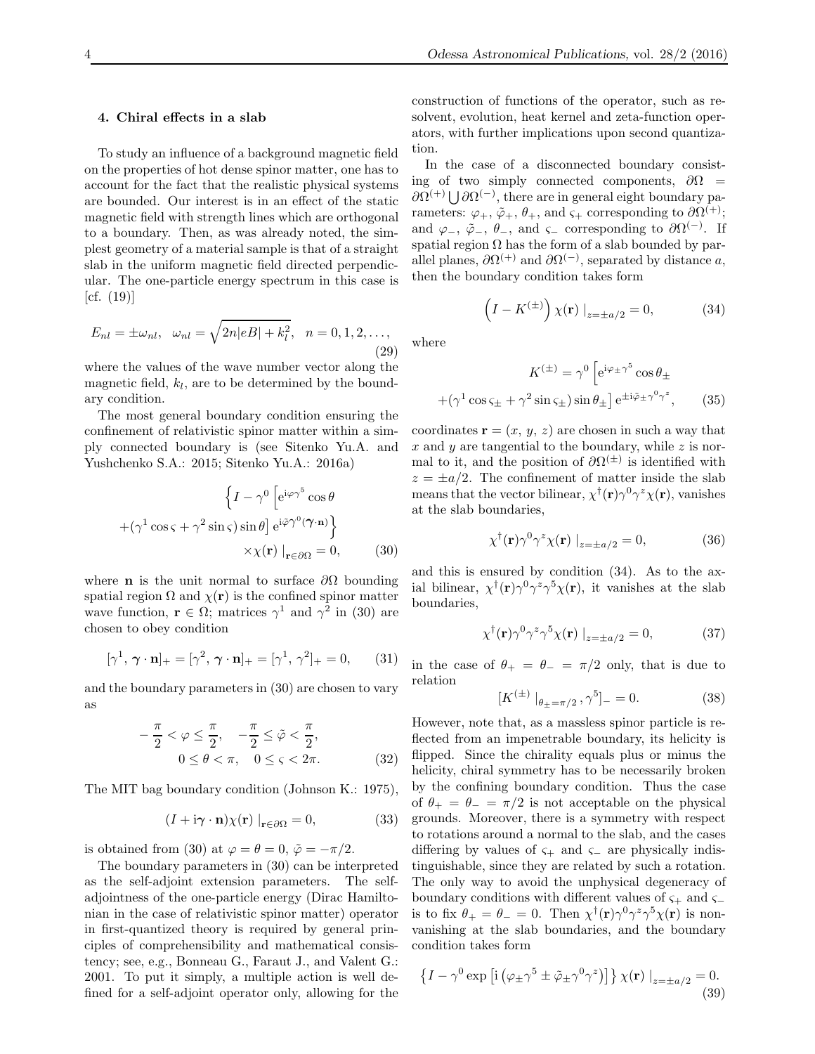## 4. Chiral effects in a slab

To study an influence of a background magnetic field on the properties of hot dense spinor matter, one has to account for the fact that the realistic physical systems are bounded. Our interest is in an effect of the static magnetic field with strength lines which are orthogonal to a boundary. Then, as was already noted, the simplest geometry of a material sample is that of a straight slab in the uniform magnetic field directed perpendicular. The one-particle energy spectrum in this case is [cf. (19)]

$$E_{nl} = \pm\omega_{nl}, \quad \omega_{nl} = \sqrt{2n|eB| + k_l^2}, \quad n = 0, 1, 2, \ldots, \tag{29}$$

where the values of the wave number vector along the magnetic field, $k_l$, are to be determined by the boundary condition.

The most general boundary condition ensuring the confinement of relativistic spinor matter within a simply connected boundary is (see Sitenko Yu.A. and Yushchenko S.A.: 2015; Sitenko Yu.A.: 2016a)

$$\Big\{ I - \gamma^0 \left[ \mathrm{e}^{\mathrm{i}\varphi\gamma^5} \cos\theta + (\gamma^1 \cos\varsigma + \gamma^2 \sin\varsigma) \sin\theta \right] \mathrm{e}^{\mathrm{i}\tilde{\varphi}\gamma^0(\boldsymbol{\gamma}\cdot\mathbf{n})} \Big\} \times \chi(\mathbf{r}) \mid_{\mathbf{r}\in\partial\Omega} = 0, \tag{30}$$

where $\mathbf{n}$ is the unit normal to surface $\partial\Omega$ bounding spatial region $\Omega$ and $\chi(\mathbf{r})$ is the confined spinor matter wave function, $\mathbf{r} \in \Omega$; matrices $\gamma^1$ and $\gamma^2$ in (30) are chosen to obey condition

$$[\gamma^1, \boldsymbol{\gamma}\cdot\mathbf{n}]_+ = [\gamma^2, \boldsymbol{\gamma}\cdot\mathbf{n}]_+ = [\gamma^1, \gamma^2]_+ = 0, \tag{31}$$

and the boundary parameters in (30) are chosen to vary as

$$-\frac{\pi}{2} < \varphi \leq \frac{\pi}{2}, \quad -\frac{\pi}{2} \leq \tilde{\varphi} < \frac{\pi}{2}, \quad 0 \leq \theta < \pi, \quad 0 \leq \varsigma < 2\pi. \tag{32}$$

The MIT bag boundary condition (Johnson K.: 1975),

$$(I + \mathrm{i}\boldsymbol{\gamma}\cdot\mathbf{n})\chi(\mathbf{r}) \mid_{\mathbf{r}\in\partial\Omega} = 0, \tag{33}$$

is obtained from (30) at $\varphi = \theta = 0$, $\tilde{\varphi} = -\pi/2$.

The boundary parameters in (30) can be interpreted as the self-adjoint extension parameters. The self-adjointness of the one-particle energy (Dirac Hamiltonian in the case of relativistic spinor matter) operator in first-quantized theory is required by general principles of comprehensibility and mathematical consistency; see, e.g., Bonneau G., Faraut J., and Valent G.: 2001. To put it simply, a multiple action is well defined for a self-adjoint operator only, allowing for the construction of functions of the operator, such as resolvent, evolution, heat kernel and zeta-function operators, with further implications upon second quantization.

In the case of a disconnected boundary consisting of two simply connected components, $\partial\Omega = \partial\Omega^{(+)} \bigcup \partial\Omega^{(-)}$, there are in general eight boundary parameters: $\varphi_+$, $\tilde{\varphi}_+$, $\theta_+$, and $\varsigma_+$ corresponding to $\partial\Omega^{(+)}$; and $\varphi_-$, $\tilde{\varphi}_-$, $\theta_-$, and $\varsigma_-$ corresponding to $\partial\Omega^{(-)}$. If spatial region $\Omega$ has the form of a slab bounded by parallel planes, $\partial\Omega^{(+)}$ and $\partial\Omega^{(-)}$, separated by distance $a$, then the boundary condition takes form

$$\left( I - K^{(\pm)} \right) \chi(\mathbf{r}) \mid_{z=\pm a/2} = 0, \tag{34}$$

where

$$K^{(\pm)} = \gamma^0 \left[ \mathrm{e}^{\mathrm{i}\varphi_\pm\gamma^5} \cos\theta_\pm + (\gamma^1 \cos\varsigma_\pm + \gamma^2 \sin\varsigma_\pm) \sin\theta_\pm \right] \mathrm{e}^{\pm\mathrm{i}\tilde{\varphi}_\pm\gamma^0\gamma^z}, \tag{35}$$

coordinates $\mathbf{r} = (x,\, y,\, z)$ are chosen in such a way that $x$ and $y$ are tangential to the boundary, while $z$ is normal to it, and the position of $\partial\Omega^{(\pm)}$ is identified with $z = \pm a/2$. The confinement of matter inside the slab means that the vector bilinear, $\chi^\dagger(\mathbf{r})\gamma^0\gamma^z\chi(\mathbf{r})$, vanishes at the slab boundaries,

$$\chi^\dagger(\mathbf{r})\gamma^0\gamma^z\chi(\mathbf{r}) \mid_{z=\pm a/2} = 0, \tag{36}$$

and this is ensured by condition (34). As to the axial bilinear, $\chi^\dagger(\mathbf{r})\gamma^0\gamma^z\gamma^5\chi(\mathbf{r})$, it vanishes at the slab boundaries,

$$\chi^\dagger(\mathbf{r})\gamma^0\gamma^z\gamma^5\chi(\mathbf{r}) \mid_{z=\pm a/2} = 0, \tag{37}$$

in the case of $\theta_+ = \theta_- = \pi/2$ only, that is due to relation

$$[K^{(\pm)} \mid_{\theta_\pm=\pi/2}, \gamma^5]_- = 0. \tag{38}$$

However, note that, as a massless spinor particle is reflected from an impenetrable boundary, its helicity is flipped. Since the chirality equals plus or minus the helicity, chiral symmetry has to be necessarily broken by the confining boundary condition. Thus the case of $\theta_+ = \theta_- = \pi/2$ is not acceptable on the physical grounds. Moreover, there is a symmetry with respect to rotations around a normal to the slab, and the cases differing by values of $\varsigma_+$ and $\varsigma_-$ are physically indistinguishable, since they are related by such a rotation. The only way to avoid the unphysical degeneracy of boundary conditions with different values of $\varsigma_+$ and $\varsigma_-$ is to fix $\theta_+ = \theta_- = 0$. Then $\chi^\dagger(\mathbf{r})\gamma^0\gamma^z\gamma^5\chi(\mathbf{r})$ is nonvanishing at the slab boundaries, and the boundary condition takes form

$$\left\{ I - \gamma^0 \exp\left[ \mathrm{i}\left( \varphi_\pm\gamma^5 \pm \tilde{\varphi}_\pm\gamma^0\gamma^z \right) \right] \right\} \chi(\mathbf{r}) \mid_{z=\pm a/2} = 0. \tag{39}$$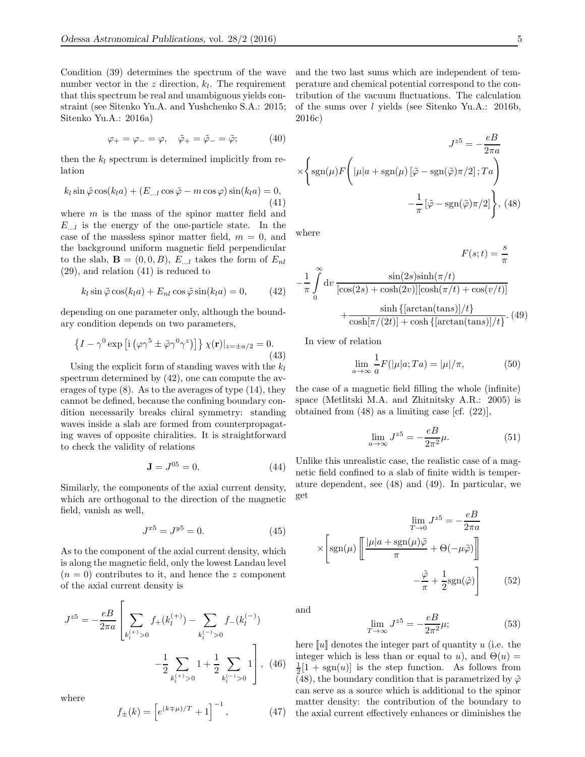Condition (39) determines the spectrum of the wave number vector in the $z$ direction, $k_l$. The requirement that this spectrum be real and unambiguous yields constraint (see Sitenko Yu.A. and Yushchenko S.A.: 2015; Sitenko Yu.A.: 2016a)

$$\varphi_+ = \varphi_- = \varphi, \quad \tilde{\varphi}_+ = \tilde{\varphi}_- = \tilde{\varphi}; \tag{40}$$

then the $k_l$ spectrum is determined implicitly from relation

$$k_l \sin\tilde{\varphi}\cos(k_l a) + (E_{\ldots l}\cos\tilde{\varphi} - m\cos\varphi)\sin(k_l a) = 0, \tag{41}$$

where $m$ is the mass of the spinor matter field and $E_{\ldots l}$ is the energy of the one-particle state. In the case of the massless spinor matter field, $m = 0$, and the background uniform magnetic field perpendicular to the slab, $\mathbf{B} = (0, 0, B)$, $E_{\ldots l}$ takes the form of $E_{nl}$ (29), and relation (41) is reduced to

$$k_l \sin\tilde{\varphi}\cos(k_l a) + E_{nl}\cos\tilde{\varphi}\sin(k_l a) = 0, \tag{42}$$

depending on one parameter only, although the boundary condition depends on two parameters,

$$\left\{I - \gamma^0 \exp\left[\mathrm{i}\left(\varphi\gamma^5 \pm \tilde{\varphi}\gamma^0\gamma^z\right)\right]\right\}\chi(\mathbf{r})|_{z=\pm a/2} = 0. \tag{43}$$

Using the explicit form of standing waves with the $k_l$ spectrum determined by (42), one can compute the averages of type (8). As to the averages of type (14), they cannot be defined, because the confining boundary condition necessarily breaks chiral symmetry: standing waves inside a slab are formed from counterpropagating waves of opposite chiralities. It is straightforward to check the validity of relations

$$\mathbf{J} = J^{05} = 0. \tag{44}$$

Similarly, the components of the axial current density, which are orthogonal to the direction of the magnetic field, vanish as well,

$$J^{x5} = J^{y5} = 0. \tag{45}$$

As to the component of the axial current density, which is along the magnetic field, only the lowest Landau level ($n = 0$) contributes to it, and hence the $z$ component of the axial current density is

$$J^{z5} = -\frac{eB}{2\pi a}\left[\sum_{k_l^{(+)}>0} f_+(k_l^{(+)}) - \sum_{k_l^{(-)}>0} f_-(k_l^{(-)}) - \frac{1}{2}\sum_{k_l^{(+)}>0} 1 + \frac{1}{2}\sum_{k_l^{(-)}>0} 1\right], \tag{46}$$

where

$$f_\pm(k) = \left[e^{(k\mp\mu)/T} + 1\right]^{-1}, \tag{47}$$

and the two last sums which are independent of temperature and chemical potential correspond to the contribution of the vacuum fluctuations. The calculation of the sums over $l$ yields (see Sitenko Yu.A.: 2016b, 2016c)

$$J^{z5} = -\frac{eB}{2\pi a} \times\left\{\mathrm{sgn}(\mu)F\left(|\mu|a + \mathrm{sgn}(\mu)\left[\tilde{\varphi} - \mathrm{sgn}(\tilde{\varphi})\pi/2\right]; Ta\right) - \frac{1}{\pi}\left[\tilde{\varphi} - \mathrm{sgn}(\tilde{\varphi})\pi/2\right]\right\}, \tag{48}$$

where

$$F(s;t) = \frac{s}{\pi} - \frac{1}{\pi}\int_0^\infty dv\, \frac{\sin(2s)\sinh(\pi/t)}{[\cos(2s) + \cosh(2v)][\cosh(\pi/t) + \cos(v/t)]} + \frac{\sinh\left\{[\arctan(\tan s)]/t\right\}}{\cosh[\pi/(2t)] + \cosh\left\{[\arctan(\tan s)]/t\right\}}. \tag{49}$$

In view of relation

$$\lim_{a\to\infty}\frac{1}{a}F(|\mu|a; Ta) = |\mu|/\pi, \tag{50}$$

the case of a magnetic field filling the whole (infinite) space (Metlitski M.A. and Zhitnitsky A.R.: 2005) is obtained from (48) as a limiting case [cf. (22)],

$$\lim_{a\to\infty} J^{z5} = -\frac{eB}{2\pi^2}\mu. \tag{51}$$

Unlike this unrealistic case, the realistic case of a magnetic field confined to a slab of finite width is temperature dependent, see (48) and (49). In particular, we get

$$\lim_{T\to 0} J^{z5} = -\frac{eB}{2\pi a} \times\left[\mathrm{sgn}(\mu)\left[\!\left[\frac{|\mu|a + \mathrm{sgn}(\mu)\tilde{\varphi}}{\pi} + \Theta(-\mu\tilde{\varphi})\right]\!\right] - \frac{\tilde{\varphi}}{\pi} + \frac{1}{2}\mathrm{sgn}(\tilde{\varphi})\right] \tag{52}$$

and

$$\lim_{T\to\infty} J^{z5} = -\frac{eB}{2\pi^2}\mu; \tag{53}$$

here $[\![u]\!]$ denotes the integer part of quantity $u$ (i.e. the integer which is less than or equal to $u$), and $\Theta(u) = \frac{1}{2}[1 + \mathrm{sgn}(u)]$ is the step function. As follows from (48), the boundary condition that is parametrized by $\tilde{\varphi}$ can serve as a source which is additional to the spinor matter density: the contribution of the boundary to the axial current effectively enhances or diminishes the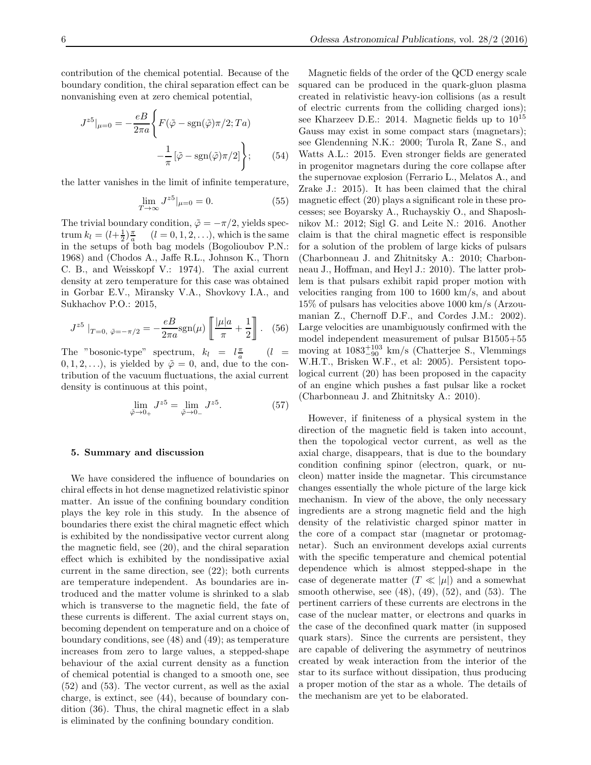contribution of the chemical potential. Because of the boundary condition, the chiral separation effect can be nonvanishing even at zero chemical potential,

$$J^{z5}|_{\mu=0} = -\frac{eB}{2\pi a}\Bigg\{F(\tilde{\varphi} - \mathrm{sgn}(\tilde{\varphi})\pi/2; Ta) - \frac{1}{\pi}\left[\tilde{\varphi} - \mathrm{sgn}(\tilde{\varphi})\pi/2\right]\Bigg\}; \qquad (54)$$

the latter vanishes in the limit of infinite temperature,

$$\lim_{T\to\infty} J^{z5}|_{\mu=0} = 0. \qquad (55)$$

The trivial boundary condition, $\tilde{\varphi} = -\pi/2$, yields spectrum $k_l = (l + \frac{1}{2})\frac{\pi}{a}$ $\quad (l = 0, 1, 2, \ldots)$, which is the same in the setups of both bag models (Bogolioubov P.N.: 1968) and (Chodos A., Jaffe R.L., Johnson K., Thorn C. B., and Weisskopf V.: 1974). The axial current density at zero temperature for this case was obtained in Gorbar E.V., Miransky V.A., Shovkovy I.A., and Sukhachov P.O.: 2015,

$$J^{z5}\,|_{T=0,\ \tilde{\varphi}=-\pi/2} = -\frac{eB}{2\pi a}\mathrm{sgn}(\mu)\left[\!\left[\frac{|\mu|a}{\pi} + \frac{1}{2}\right]\!\right]. \qquad (56)$$

The "bosonic-type" spectrum, $k_l = l\frac{\pi}{a}$ $\quad (l = 0, 1, 2, \ldots)$, is yielded by $\tilde{\varphi} = 0$, and, due to the contribution of the vacuum fluctuations, the axial current density is continuous at this point,

$$\lim_{\tilde{\varphi}\to 0_+} J^{z5} = \lim_{\tilde{\varphi}\to 0_-} J^{z5}. \qquad (57)$$

### 5. Summary and discussion

We have considered the influence of boundaries on chiral effects in hot dense magnetized relativistic spinor matter. An issue of the confining boundary condition plays the key role in this study. In the absence of boundaries there exist the chiral magnetic effect which is exhibited by the nondissipative vector current along the magnetic field, see (20), and the chiral separation effect which is exhibited by the nondissipative axial current in the same direction, see (22); both currents are temperature independent. As boundaries are introduced and the matter volume is shrinked to a slab which is transverse to the magnetic field, the fate of these currents is different. The axial current stays on, becoming dependent on temperature and on a choice of boundary conditions, see (48) and (49); as temperature increases from zero to large values, a stepped-shape behaviour of the axial current density as a function of chemical potential is changed to a smooth one, see (52) and (53). The vector current, as well as the axial charge, is extinct, see (44), because of boundary condition (36). Thus, the chiral magnetic effect in a slab is eliminated by the confining boundary condition.

Magnetic fields of the order of the QCD energy scale squared can be produced in the quark-gluon plasma created in relativistic heavy-ion collisions (as a result of electric currents from the colliding charged ions); see Kharzeev D.E.: 2014. Magnetic fields up to $10^{15}$ Gauss may exist in some compact stars (magnetars); see Glendenning N.K.: 2000; Turola R, Zane S., and Watts A.L.: 2015. Even stronger fields are generated in progenitor magnetars during the core collapse after the supernovae explosion (Ferrario L., Melatos A., and Zrake J.: 2015). It has been claimed that the chiral magnetic effect (20) plays a significant role in these processes; see Boyarsky A., Ruchayskiy O., and Shaposhnikov M.: 2012; Sigl G. and Leite N.: 2016. Another claim is that the chiral magnetic effect is responsible for a solution of the problem of large kicks of pulsars (Charbonneau J. and Zhitnitsky A.: 2010; Charbonneau J., Hoffman, and Heyl J.: 2010). The latter problem is that pulsars exhibit rapid proper motion with velocities ranging from 100 to 1600 km/s, and about 15% of pulsars has velocities above 1000 km/s (Arzoumanian Z., Chernoff D.F., and Cordes J.M.: 2002). Large velocities are unambiguously confirmed with the model independent measurement of pulsar B1505+55 moving at $1083^{+103}_{-90}$ km/s (Chatterjee S., Vlemmings W.H.T., Brisken W.F., et al: 2005). Persistent topological current (20) has been proposed in the capacity of an engine which pushes a fast pulsar like a rocket (Charbonneau J. and Zhitnitsky A.: 2010).

However, if finiteness of a physical system in the direction of the magnetic field is taken into account, then the topological vector current, as well as the axial charge, disappears, that is due to the boundary condition confining spinor (electron, quark, or nucleon) matter inside the magnetar. This circumstance changes essentially the whole picture of the large kick mechanism. In view of the above, the only necessary ingredients are a strong magnetic field and the high density of the relativistic charged spinor matter in the core of a compact star (magnetar or protomagnetar). Such an environment develops axial currents with the specific temperature and chemical potential dependence which is almost stepped-shape in the case of degenerate matter ($T \ll |\mu|$) and a somewhat smooth otherwise, see (48), (49), (52), and (53). The pertinent carriers of these currents are electrons in the case of the nuclear matter, or electrons and quarks in the case of the deconfined quark matter (in supposed quark stars). Since the currents are persistent, they are capable of delivering the asymmetry of neutrinos created by weak interaction from the interior of the star to its surface without dissipation, thus producing a proper motion of the star as a whole. The details of the mechanism are yet to be elaborated.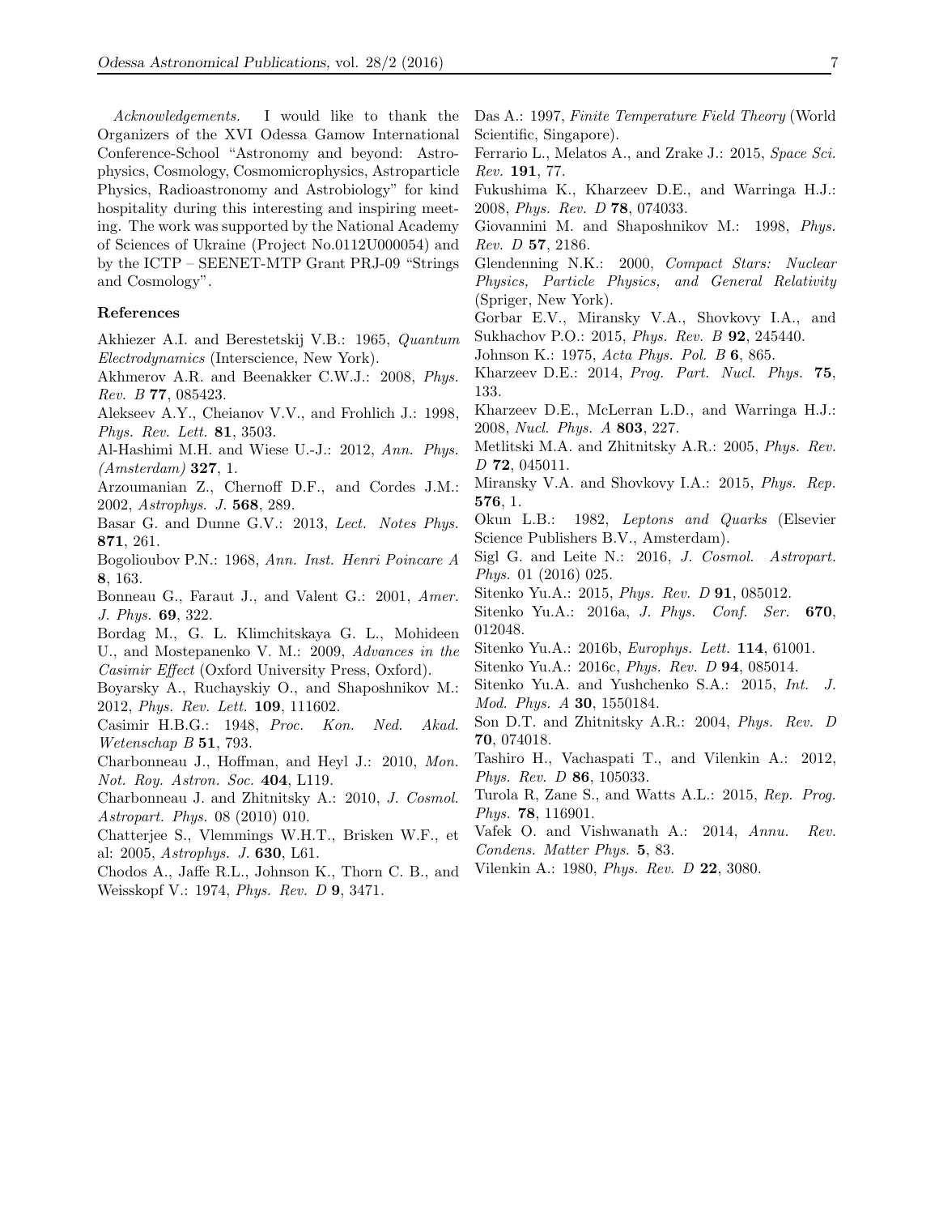*Acknowledgements.* I would like to thank the Organizers of the XVI Odessa Gamow International Conference-School "Astronomy and beyond: Astrophysics, Cosmology, Cosmomicrophysics, Astroparticle Physics, Radioastronomy and Astrobiology" for kind hospitality during this interesting and inspiring meeting. The work was supported by the National Academy of Sciences of Ukraine (Project No.0112U000054) and by the ICTP – SEENET-MTP Grant PRJ-09 "Strings and Cosmology".

### References

Akhiezer A.I. and Berestetskij V.B.: 1965, *Quantum Electrodynamics* (Interscience, New York).

Akhmerov A.R. and Beenakker C.W.J.: 2008, *Phys. Rev. B* **77**, 085423.

Alekseev A.Y., Cheianov V.V., and Frohlich J.: 1998, *Phys. Rev. Lett.* **81**, 3503.

Al-Hashimi M.H. and Wiese U.-J.: 2012, *Ann. Phys. (Amsterdam)* **327**, 1.

Arzoumanian Z., Chernoff D.F., and Cordes J.M.: 2002, *Astrophys. J.* **568**, 289.

Basar G. and Dunne G.V.: 2013, *Lect. Notes Phys.* **871**, 261.

Bogolioubov P.N.: 1968, *Ann. Inst. Henri Poincare A* **8**, 163.

Bonneau G., Faraut J., and Valent G.: 2001, *Amer. J. Phys.* **69**, 322.

Bordag M., G. L. Klimchitskaya G. L., Mohideen U., and Mostepanenko V. M.: 2009, *Advances in the Casimir Effect* (Oxford University Press, Oxford).

Boyarsky A., Ruchayskiy O., and Shaposhnikov M.: 2012, *Phys. Rev. Lett.* **109**, 111602.

Casimir H.B.G.: 1948, *Proc. Kon. Ned. Akad. Wetenschap B* **51**, 793.

Charbonneau J., Hoffman, and Heyl J.: 2010, *Mon. Not. Roy. Astron. Soc.* **404**, L119.

Charbonneau J. and Zhitnitsky A.: 2010, *J. Cosmol. Astropart. Phys.* 08 (2010) 010.

Chatterjee S., Vlemmings W.H.T., Brisken W.F., et al: 2005, *Astrophys. J.* **630**, L61.

Chodos A., Jaffe R.L., Johnson K., Thorn C. B., and Weisskopf V.: 1974, *Phys. Rev. D* **9**, 3471.

Das A.: 1997, *Finite Temperature Field Theory* (World Scientific, Singapore).

Ferrario L., Melatos A., and Zrake J.: 2015, *Space Sci. Rev.* **191**, 77.

Fukushima K., Kharzeev D.E., and Warringa H.J.: 2008, *Phys. Rev. D* **78**, 074033.

Giovannini M. and Shaposhnikov M.: 1998, *Phys. Rev. D* **57**, 2186.

Glendenning N.K.: 2000, *Compact Stars: Nuclear Physics, Particle Physics, and General Relativity* (Spriger, New York).

Gorbar E.V., Miransky V.A., Shovkovy I.A., and Sukhachov P.O.: 2015, *Phys. Rev. B* **92**, 245440.

Johnson K.: 1975, *Acta Phys. Pol. B* **6**, 865.

Kharzeev D.E.: 2014, *Prog. Part. Nucl. Phys.* **75**, 133.

Kharzeev D.E., McLerran L.D., and Warringa H.J.: 2008, *Nucl. Phys. A* **803**, 227.

Metlitski M.A. and Zhitnitsky A.R.: 2005, *Phys. Rev. D* **72**, 045011.

Miransky V.A. and Shovkovy I.A.: 2015, *Phys. Rep.* **576**, 1.

Okun L.B.: 1982, *Leptons and Quarks* (Elsevier Science Publishers B.V., Amsterdam).

Sigl G. and Leite N.: 2016, *J. Cosmol. Astropart. Phys.* 01 (2016) 025.

Sitenko Yu.A.: 2015, *Phys. Rev. D* **91**, 085012.

Sitenko Yu.A.: 2016a, *J. Phys. Conf. Ser.* **670**, 012048.

Sitenko Yu.A.: 2016b, *Europhys. Lett.* **114**, 61001.

Sitenko Yu.A.: 2016c, *Phys. Rev. D* **94**, 085014.

Sitenko Yu.A. and Yushchenko S.A.: 2015, *Int. J. Mod. Phys. A* **30**, 1550184.

Son D.T. and Zhitnitsky A.R.: 2004, *Phys. Rev. D* **70**, 074018.

Tashiro H., Vachaspati T., and Vilenkin A.: 2012, *Phys. Rev. D* **86**, 105033.

Turola R, Zane S., and Watts A.L.: 2015, *Rep. Prog. Phys.* **78**, 116901.

Vafek O. and Vishwanath A.: 2014, *Annu. Rev. Condens. Matter Phys.* **5**, 83.

Vilenkin A.: 1980, *Phys. Rev. D* **22**, 3080.